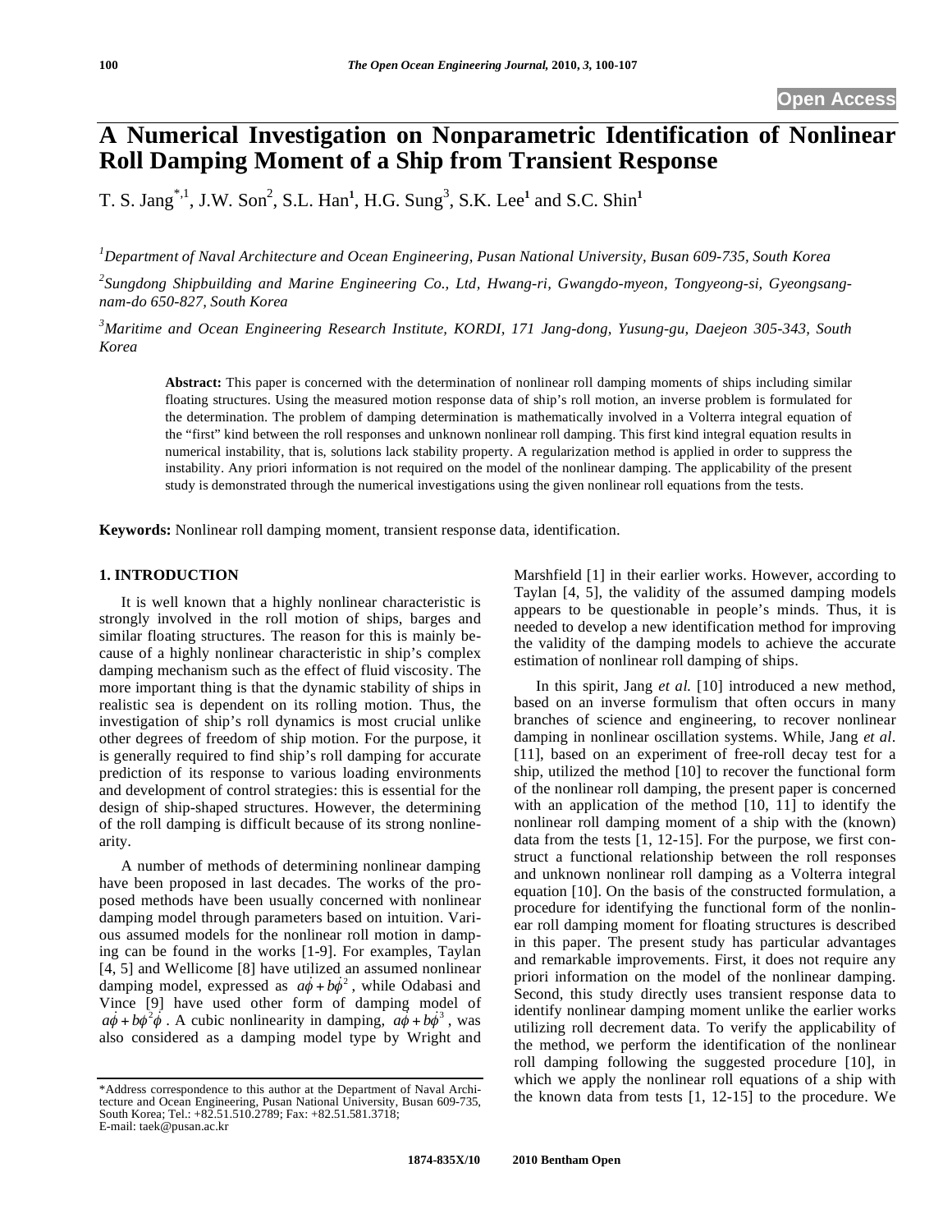Open Access

# A Numerical Investigation on Nonparametric Identification of Nonlinear Roll Damping Moment of a Ship from Transient Response

T. S. Jang[*,1], J.W. Son[2], S.L. Han[1], H.G. Sung[3], S.K. Lee[1] and S.C. Shin[1]

[1]*Department of Naval Architecture and Ocean Engineering, Pusan National University, Busan 609-735, South Korea*

[2]*Sungdong Shipbuilding and Marine Engineering Co., Ltd, Hwang-ri, Gwangdo-myeon, Tongyeong-si, Gyeongsang-nam-do 650-827, South Korea*

[3]*Maritime and Ocean Engineering Research Institute, KORDI, 171 Jang-dong, Yusung-gu, Daejeon 305-343, South Korea*

**Abstract:** This paper is concerned with the determination of nonlinear roll damping moments of ships including similar floating structures. Using the measured motion response data of ship's roll motion, an inverse problem is formulated for the determination. The problem of damping determination is mathematically involved in a Volterra integral equation of the "first" kind between the roll responses and unknown nonlinear roll damping. This first kind integral equation results in numerical instability, that is, solutions lack stability property. A regularization method is applied in order to suppress the instability. Any priori information is not required on the model of the nonlinear damping. The applicability of the present study is demonstrated through the numerical investigations using the given nonlinear roll equations from the tests.

**Keywords:** Nonlinear roll damping moment, transient response data, identification.

## 1. INTRODUCTION

It is well known that a highly nonlinear characteristic is strongly involved in the roll motion of ships, barges and similar floating structures. The reason for this is mainly because of a highly nonlinear characteristic in ship's complex damping mechanism such as the effect of fluid viscosity. The more important thing is that the dynamic stability of ships in realistic sea is dependent on its rolling motion. Thus, the investigation of ship's roll dynamics is most crucial unlike other degrees of freedom of ship motion. For the purpose, it is generally required to find ship's roll damping for accurate prediction of its response to various loading environments and development of control strategies: this is essential for the design of ship-shaped structures. However, the determining of the roll damping is difficult because of its strong nonlinearity.

A number of methods of determining nonlinear damping have been proposed in last decades. The works of the proposed methods have been usually concerned with nonlinear damping model through parameters based on intuition. Various assumed models for the nonlinear roll motion in damping can be found in the works [1-9]. For examples, Taylan [4, 5] and Wellicome [8] have utilized an assumed nonlinear damping model, expressed as $a\dot{\phi} + b\dot{\phi}^2$, while Odabasi and Vince [9] have used other form of damping model of $a\dot{\phi} + b\phi^2\dot{\phi}$. A cubic nonlinearity in damping, $a\dot{\phi} + b\dot{\phi}^3$, was also considered as a damping model type by Wright and Marshfield [1] in their earlier works. However, according to Taylan [4, 5], the validity of the assumed damping models appears to be questionable in people's minds. Thus, it is needed to develop a new identification method for improving the validity of the damping models to achieve the accurate estimation of nonlinear roll damping of ships.

In this spirit, Jang *et al.* [10] introduced a new method, based on an inverse formulism that often occurs in many branches of science and engineering, to recover nonlinear damping in nonlinear oscillation systems. While, Jang *et al*. [11], based on an experiment of free-roll decay test for a ship, utilized the method [10] to recover the functional form of the nonlinear roll damping, the present paper is concerned with an application of the method [10, 11] to identify the nonlinear roll damping moment of a ship with the (known) data from the tests [1, 12-15]. For the purpose, we first construct a functional relationship between the roll responses and unknown nonlinear roll damping as a Volterra integral equation [10]. On the basis of the constructed formulation, a procedure for identifying the functional form of the nonlinear roll damping moment for floating structures is described in this paper. The present study has particular advantages and remarkable improvements. First, it does not require any priori information on the model of the nonlinear damping. Second, this study directly uses transient response data to identify nonlinear damping moment unlike the earlier works utilizing roll decrement data. To verify the applicability of the method, we perform the identification of the nonlinear roll damping following the suggested procedure [10], in which we apply the nonlinear roll equations of a ship with the known data from tests [1, 12-15] to the procedure. We

*Address correspondence to this author at the Department of Naval Architecture and Ocean Engineering, Pusan National University, Busan 609-735, South Korea; Tel.: +82.51.510.2789; Fax: +82.51.581.3718; E-mail: taek@pusan.ac.kr

1874-835X/10 2010 Bentham Open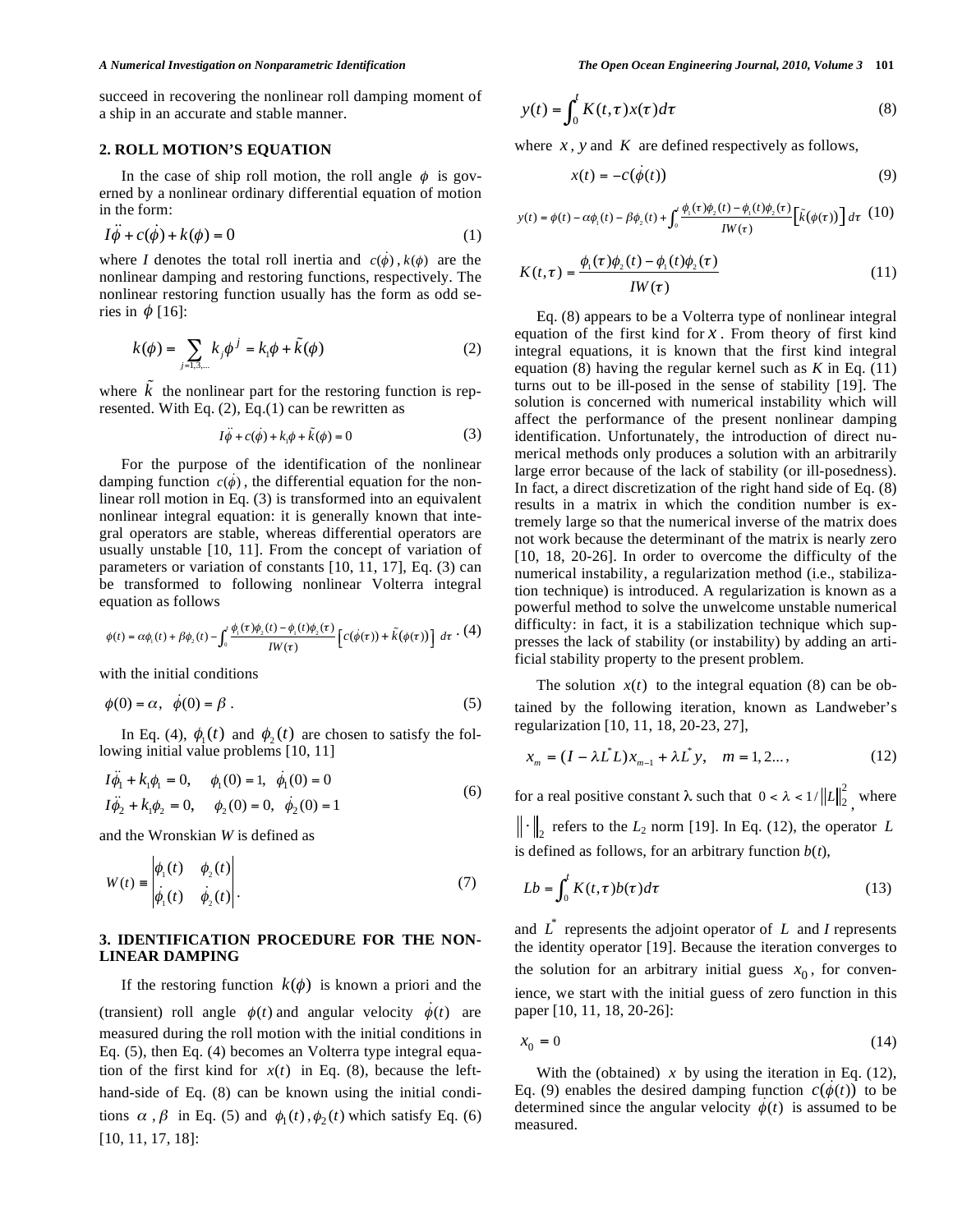succeed in recovering the nonlinear roll damping moment of a ship in an accurate and stable manner.

## 2. ROLL MOTION'S EQUATION

In the case of ship roll motion, the roll angle $\phi$ is governed by a nonlinear ordinary differential equation of motion in the form:

$$I\ddot{\phi} + c(\dot{\phi}) + k(\phi) = 0 \tag{1}$$

where *I* denotes the total roll inertia and $c(\dot{\phi})$, $k(\phi)$ are the nonlinear damping and restoring functions, respectively. The nonlinear restoring function usually has the form as odd series in $\phi$ [16]:

$$k(\phi) = \sum_{j=1,3,...} k_j \phi^j = k_1\phi + \tilde{k}(\phi) \tag{2}$$

where $\tilde{k}$ the nonlinear part for the restoring function is represented. With Eq. (2), Eq.(1) can be rewritten as

$$I\ddot{\phi} + c(\dot{\phi}) + k_1\phi + \tilde{k}(\phi) = 0 \tag{3}$$

For the purpose of the identification of the nonlinear damping function $c(\dot{\phi})$, the differential equation for the nonlinear roll motion in Eq. (3) is transformed into an equivalent nonlinear integral equation: it is generally known that integral operators are stable, whereas differential operators are usually unstable [10, 11]. From the concept of variation of parameters or variation of constants [10, 11, 17], Eq. (3) can be transformed to following nonlinear Volterra integral equation as follows

$$\phi(t) = \alpha\phi_1(t) + \beta\phi_2(t) - \int_0^t \frac{\phi_1(\tau)\phi_2(t) - \phi_1(t)\phi_2(\tau)}{IW(\tau)} \left[c(\dot{\phi}(\tau)) + \tilde{k}(\phi(\tau))\right] d\tau \tag{4}$$

with the initial conditions

$$\phi(0) = \alpha, \quad \dot{\phi}(0) = \beta . \tag{5}$$

In Eq. (4), $\phi_1(t)$ and $\phi_2(t)$ are chosen to satisfy the following initial value problems [10, 11]

$$I\ddot{\phi}_1 + k_1\phi_1 = 0, \quad \phi_1(0) = 1, \ \dot{\phi}_1(0) = 0$$
$$I\ddot{\phi}_2 + k_1\phi_2 = 0, \quad \phi_2(0) = 0, \ \dot{\phi}_2(0) = 1 \tag{6}$$

and the Wronskian *W* is defined as

$$W(t) \equiv \begin{vmatrix} \phi_1(t) & \phi_2(t) \\ \dot{\phi}_1(t) & \dot{\phi}_2(t) \end{vmatrix}. \tag{7}$$

## 3. IDENTIFICATION PROCEDURE FOR THE NONLINEAR DAMPING

If the restoring function $k(\phi)$ is known a priori and the (transient) roll angle $\phi(t)$ and angular velocity $\dot{\phi}(t)$ are measured during the roll motion with the initial conditions in Eq. (5), then Eq. (4) becomes an Volterra type integral equation of the first kind for $x(t)$ in Eq. (8), because the left-hand-side of Eq. (8) can be known using the initial conditions $\alpha$, $\beta$ in Eq. (5) and $\phi_1(t), \phi_2(t)$ which satisfy Eq. (6) [10, 11, 17, 18]:

$$y(t) = \int_0^t K(t,\tau)x(\tau)d\tau \tag{8}$$

where $x$, $y$ and $K$ are defined respectively as follows,

$$x(t) = -c(\dot{\phi}(t)) \tag{9}$$

$$y(t) = \phi(t) - \alpha\phi_1(t) - \beta\phi_2(t) + \int_0^t \frac{\phi_1(\tau)\phi_2(t) - \phi_1(t)\phi_2(\tau)}{IW(\tau)} \left[\tilde{k}(\phi(\tau))\right] d\tau \tag{10}$$

$$K(t,\tau) = \frac{\phi_1(\tau)\phi_2(t) - \phi_1(t)\phi_2(\tau)}{IW(\tau)} \tag{11}$$

Eq. (8) appears to be a Volterra type of nonlinear integral equation of the first kind for $x$. From theory of first kind integral equations, it is known that the first kind integral equation (8) having the regular kernel such as *K* in Eq. (11) turns out to be ill-posed in the sense of stability [19]. The solution is concerned with numerical instability which will affect the performance of the present nonlinear damping identification. Unfortunately, the introduction of direct numerical methods only produces a solution with an arbitrarily large error because of the lack of stability (or ill-posedness). In fact, a direct discretization of the right hand side of Eq. (8) results in a matrix in which the condition number is extremely large so that the numerical inverse of the matrix does not work because the determinant of the matrix is nearly zero [10, 18, 20-26]. In order to overcome the difficulty of the numerical instability, a regularization method (i.e., stabilization technique) is introduced. A regularization is known as a powerful method to solve the unwelcome unstable numerical difficulty: in fact, it is a stabilization technique which suppresses the lack of stability (or instability) by adding an artificial stability property to the present problem.

The solution $x(t)$ to the integral equation (8) can be obtained by the following iteration, known as Landweber's regularization [10, 11, 18, 20-23, 27],

$$x_m = (I - \lambda L^* L)x_{m-1} + \lambda L^* y, \quad m = 1, 2..., \tag{12}$$

for a real positive constant λ such that $0 < \lambda < 1/\|L\|_2^2$, where $\|\cdot\|_2$ refers to the $L_2$ norm [19]. In Eq. (12), the operator $L$ is defined as follows, for an arbitrary function *b*(*t*),

$$Lb = \int_0^t K(t,\tau)b(\tau)d\tau \tag{13}$$

and $L^*$ represents the adjoint operator of $L$ and *I* represents the identity operator [19]. Because the iteration converges to the solution for an arbitrary initial guess $x_0$, for convenience, we start with the initial guess of zero function in this paper [10, 11, 18, 20-26]:

$$x_0 = 0 \tag{14}$$

With the (obtained) $x$ by using the iteration in Eq. (12), Eq. (9) enables the desired damping function $c(\dot{\phi}(t))$ to be determined since the angular velocity $\dot{\phi}(t)$ is assumed to be measured.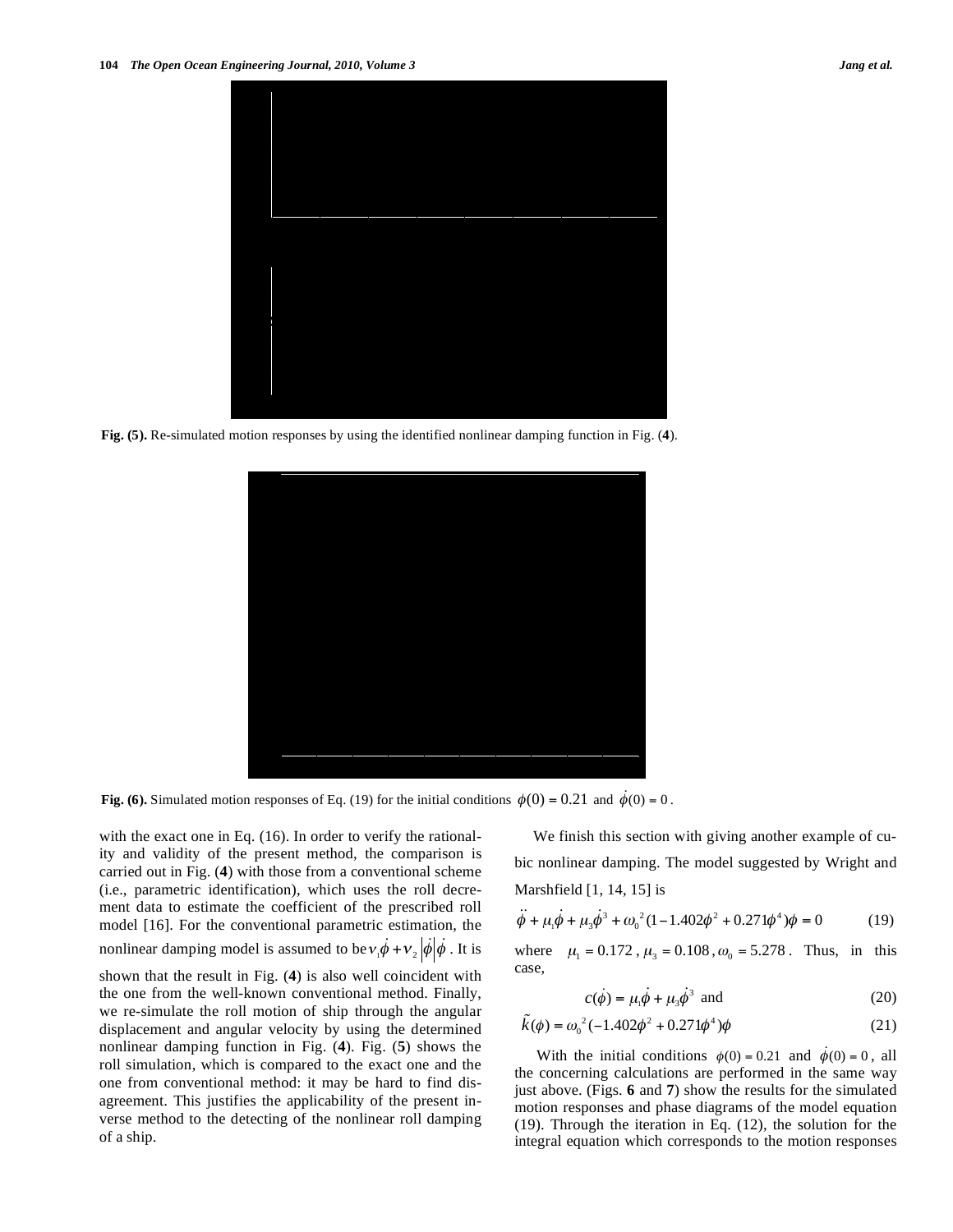Fig. (5). Re-simulated motion responses by using the identified nonlinear damping function in Fig. (4).

Fig. (6). Simulated motion responses of Eq. (19) for the initial conditions $\phi(0) = 0.21$ and $\dot{\phi}(0) = 0$.

with the exact one in Eq. (16). In order to verify the rationality and validity of the present method, the comparison is carried out in Fig. (4) with those from a conventional scheme (i.e., parametric identification), which uses the roll decrement data to estimate the coefficient of the prescribed roll model [16]. For the conventional parametric estimation, the nonlinear damping model is assumed to be $\nu_1\dot{\phi} + \nu_2|\dot{\phi}|\dot{\phi}$. It is shown that the result in Fig. (4) is also well coincident with the one from the well-known conventional method. Finally, we re-simulate the roll motion of ship through the angular displacement and angular velocity by using the determined nonlinear damping function in Fig. (4). Fig. (5) shows the roll simulation, which is compared to the exact one and the one from conventional method: it may be hard to find disagreement. This justifies the applicability of the present inverse method to the detecting of the nonlinear roll damping of a ship.

We finish this section with giving another example of cubic nonlinear damping. The model suggested by Wright and Marshfield [1, 14, 15] is

$$\ddot{\phi} + \mu_1\dot{\phi} + \mu_3\dot{\phi}^3 + \omega_0^{\,2}(1 - 1.402\phi^2 + 0.271\phi^4)\phi = 0 \tag{19}$$

where $\mu_1 = 0.172$, $\mu_3 = 0.108$, $\omega_0 = 5.278$. Thus, in this case,

$$c(\dot{\phi}) = \mu_1\dot{\phi} + \mu_3\dot{\phi}^3 \text{ and} \tag{20}$$

$$\tilde{k}(\phi) = \omega_0^{\,2}(-1.402\phi^2 + 0.271\phi^4)\phi \tag{21}$$

With the initial conditions $\phi(0) = 0.21$ and $\dot{\phi}(0) = 0$, all the concerning calculations are performed in the same way just above. (Figs. 6 and 7) show the results for the simulated motion responses and phase diagrams of the model equation (19). Through the iteration in Eq. (12), the solution for the integral equation which corresponds to the motion responses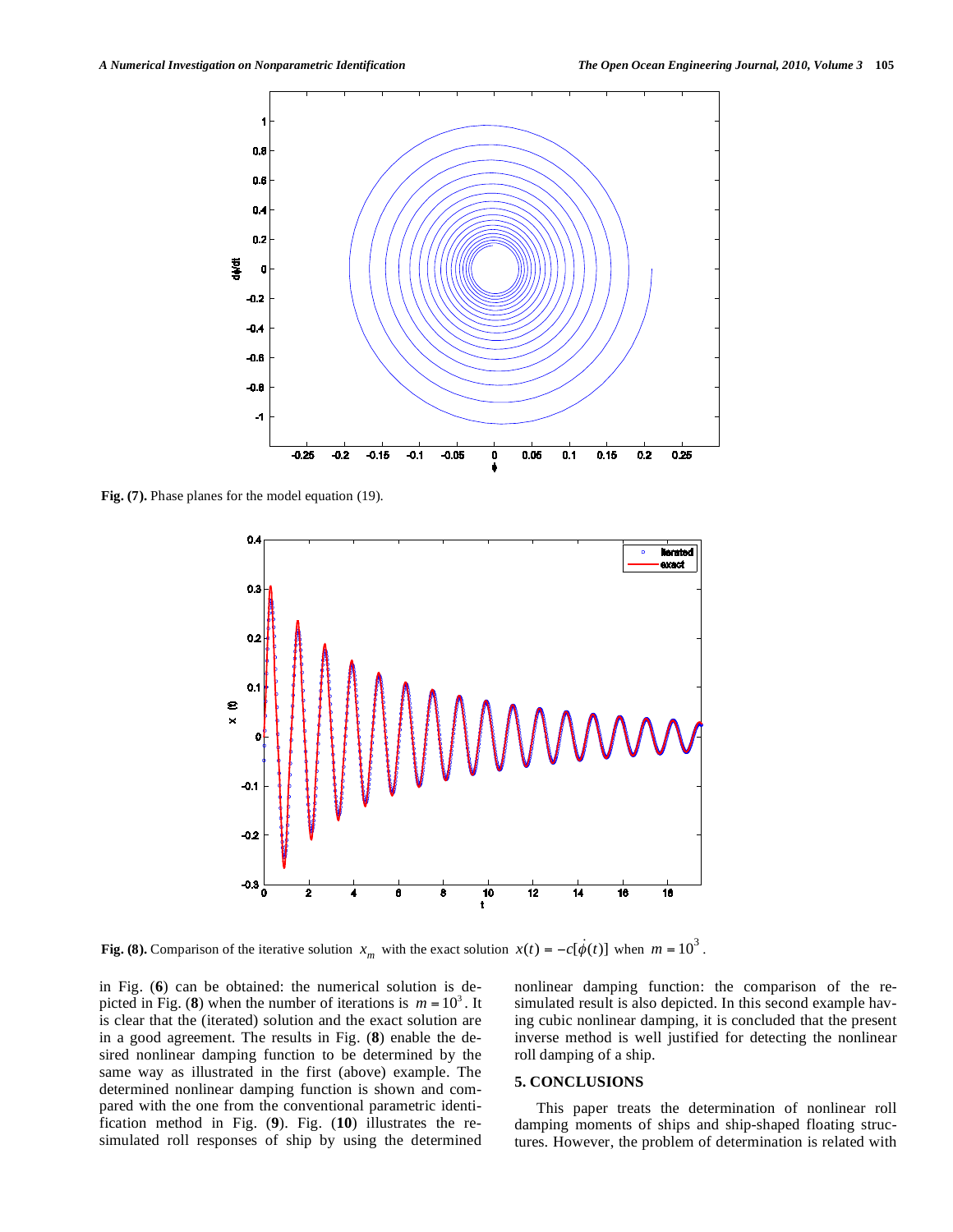Fig. (7). Phase planes for the model equation (19).

Fig. (8). Comparison of the iterative solution $x_m$ with the exact solution $x(t) = -c[\dot{\phi}(t)]$ when $m = 10^3$.

in Fig. (6) can be obtained: the numerical solution is depicted in Fig. (8) when the number of iterations is $m = 10^3$. It is clear that the (iterated) solution and the exact solution are in a good agreement. The results in Fig. (8) enable the desired nonlinear damping function to be determined by the same way as illustrated in the first (above) example. The determined nonlinear damping function is shown and compared with the one from the conventional parametric identification method in Fig. (9). Fig. (10) illustrates the re-simulated roll responses of ship by using the determined nonlinear damping function: the comparison of the re-simulated result is also depicted. In this second example having cubic nonlinear damping, it is concluded that the present inverse method is well justified for detecting the nonlinear roll damping of a ship.

## 5. CONCLUSIONS

This paper treats the determination of nonlinear roll damping moments of ships and ship-shaped floating structures. However, the problem of determination is related with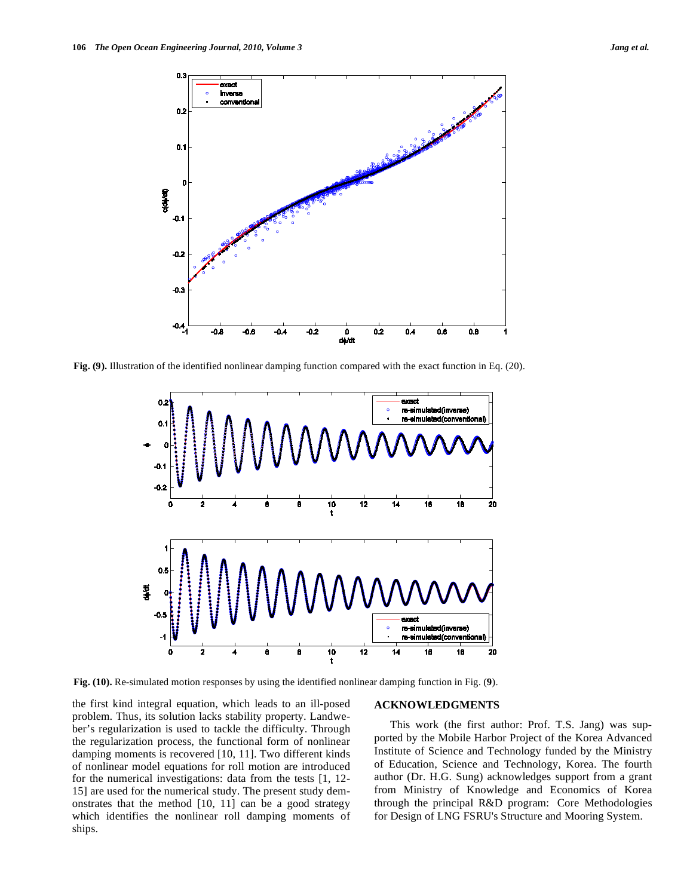Fig. (9). Illustration of the identified nonlinear damping function compared with the exact function in Eq. (20).

Fig. (10). Re-simulated motion responses by using the identified nonlinear damping function in Fig. (9).

the first kind integral equation, which leads to an ill-posed problem. Thus, its solution lacks stability property. Landweber's regularization is used to tackle the difficulty. Through the regularization process, the functional form of nonlinear damping moments is recovered [10, 11]. Two different kinds of nonlinear model equations for roll motion are introduced for the numerical investigations: data from the tests [1, 12-15] are used for the numerical study. The present study demonstrates that the method [10, 11] can be a good strategy which identifies the nonlinear roll damping moments of ships.

## ACKNOWLEDGMENTS

This work (the first author: Prof. T.S. Jang) was supported by the Mobile Harbor Project of the Korea Advanced Institute of Science and Technology funded by the Ministry of Education, Science and Technology, Korea. The fourth author (Dr. H.G. Sung) acknowledges support from a grant from Ministry of Knowledge and Economics of Korea through the principal R&D program: Core Methodologies for Design of LNG FSRU's Structure and Mooring System.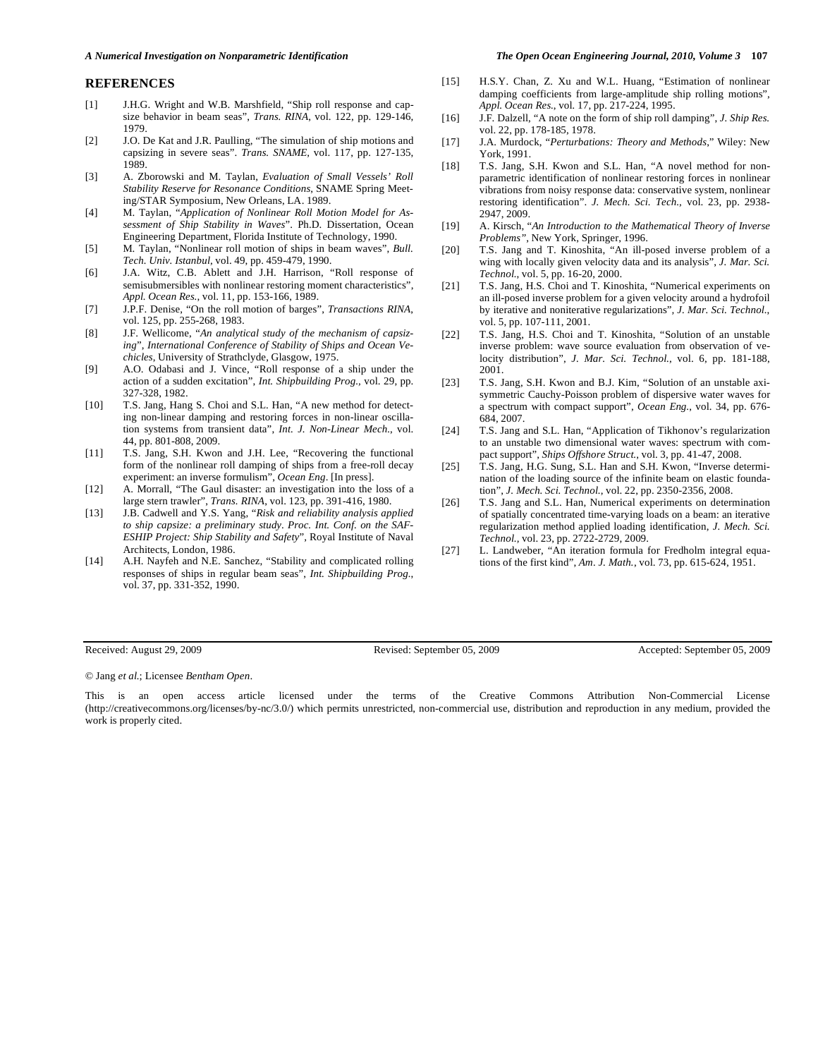## REFERENCES

[1] J.H.G. Wright and W.B. Marshfield, "Ship roll response and capsize behavior in beam seas", *Trans. RINA*, vol. 122, pp. 129-146, 1979.

[2] J.O. De Kat and J.R. Paulling, "The simulation of ship motions and capsizing in severe seas". *Trans. SNAME*, vol. 117, pp. 127-135, 1989.

[3] A. Zborowski and M. Taylan, *Evaluation of Small Vessels' Roll Stability Reserve for Resonance Conditions*, SNAME Spring Meeting/STAR Symposium, New Orleans, LA. 1989.

[4] M. Taylan, "*Application of Nonlinear Roll Motion Model for Assessment of Ship Stability in Waves*". Ph.D. Dissertation, Ocean Engineering Department, Florida Institute of Technology, 1990.

[5] M. Taylan, "Nonlinear roll motion of ships in beam waves", *Bull. Tech. Univ. Istanbul*, vol. 49, pp. 459-479, 1990.

[6] J.A. Witz, C.B. Ablett and J.H. Harrison, "Roll response of semisubmersibles with nonlinear restoring moment characteristics", *Appl. Ocean Res.*, vol. 11, pp. 153-166, 1989.

[7] J.P.F. Denise, "On the roll motion of barges", *Transactions RINA*, vol. 125, pp. 255-268, 1983.

[8] J.F. Wellicome, "*An analytical study of the mechanism of capsizing*", *International Conference of Stability of Ships and Ocean Vechicles*, University of Strathclyde, Glasgow, 1975.

[9] A.O. Odabasi and J. Vince, "Roll response of a ship under the action of a sudden excitation", *Int. Shipbuilding Prog.*, vol. 29, pp. 327-328, 1982.

[10] T.S. Jang, Hang S. Choi and S.L. Han, "A new method for detecting non-linear damping and restoring forces in non-linear oscillation systems from transient data", *Int. J. Non-Linear Mech.*, vol. 44, pp. 801-808, 2009.

[11] T.S. Jang, S.H. Kwon and J.H. Lee, "Recovering the functional form of the nonlinear roll damping of ships from a free-roll decay experiment: an inverse formulism", *Ocean Eng*. [In press].

[12] A. Morrall, "The Gaul disaster: an investigation into the loss of a large stern trawler", *Trans. RINA*, vol. 123, pp. 391-416, 1980.

[13] J.B. Cadwell and Y.S. Yang, "*Risk and reliability analysis applied to ship capsize: a preliminary study*. *Proc. Int. Conf. on the SAFESHIP Project: Ship Stability and Safety*", Royal Institute of Naval Architects, London, 1986.

[14] A.H. Nayfeh and N.E. Sanchez, "Stability and complicated rolling responses of ships in regular beam seas", *Int. Shipbuilding Prog.*, vol. 37, pp. 331-352, 1990.

[15] H.S.Y. Chan, Z. Xu and W.L. Huang, "Estimation of nonlinear damping coefficients from large-amplitude ship rolling motions", *Appl. Ocean Res.*, vol. 17, pp. 217-224, 1995.

[16] J.F. Dalzell, "A note on the form of ship roll damping", *J. Ship Res.* vol. 22, pp. 178-185, 1978.

[17] J.A. Murdock, "*Perturbations: Theory and Methods*," Wiley: New York, 1991.

[18] T.S. Jang, S.H. Kwon and S.L. Han, "A novel method for nonparametric identification of nonlinear restoring forces in nonlinear vibrations from noisy response data: conservative system, nonlinear restoring identification". *J. Mech. Sci. Tech.*, vol. 23, pp. 2938-2947, 2009.

[19] A. Kirsch, "*An Introduction to the Mathematical Theory of Inverse Problems"*, New York, Springer, 1996.

[20] T.S. Jang and T. Kinoshita, "An ill-posed inverse problem of a wing with locally given velocity data and its analysis", *J. Mar. Sci. Technol.*, vol. 5, pp. 16-20, 2000.

[21] T.S. Jang, H.S. Choi and T. Kinoshita, "Numerical experiments on an ill-posed inverse problem for a given velocity around a hydrofoil by iterative and noniterative regularizations", *J. Mar. Sci. Technol.*, vol. 5, pp. 107-111, 2001.

[22] T.S. Jang, H.S. Choi and T. Kinoshita, "Solution of an unstable inverse problem: wave source evaluation from observation of velocity distribution", *J. Mar. Sci. Technol.*, vol. 6, pp. 181-188, 2001.

[23] T.S. Jang, S.H. Kwon and B.J. Kim, "Solution of an unstable axisymmetric Cauchy-Poisson problem of dispersive water waves for a spectrum with compact support", *Ocean Eng.*, vol. 34, pp. 676-684, 2007.

[24] T.S. Jang and S.L. Han, "Application of Tikhonov's regularization to an unstable two dimensional water waves: spectrum with compact support", *Ships Offshore Struct.*, vol. 3, pp. 41-47, 2008.

[25] T.S. Jang, H.G. Sung, S.L. Han and S.H. Kwon, "Inverse determination of the loading source of the infinite beam on elastic foundation", *J. Mech. Sci. Technol.*, vol. 22, pp. 2350-2356, 2008.

[26] T.S. Jang and S.L. Han, Numerical experiments on determination of spatially concentrated time-varying loads on a beam: an iterative regularization method applied loading identification, *J. Mech. Sci. Technol.*, vol. 23, pp. 2722-2729, 2009.

[27] L. Landweber, "An iteration formula for Fredholm integral equations of the first kind", *Am. J. Math.*, vol. 73, pp. 615-624, 1951.

Received: August 29, 2009 Revised: September 05, 2009 Accepted: September 05, 2009

© Jang *et al.*; Licensee *Bentham Open*.

This is an open access article licensed under the terms of the Creative Commons Attribution Non-Commercial License (http://creativecommons.org/licenses/by-nc/3.0/) which permits unrestricted, non-commercial use, distribution and reproduction in any medium, provided the work is properly cited.